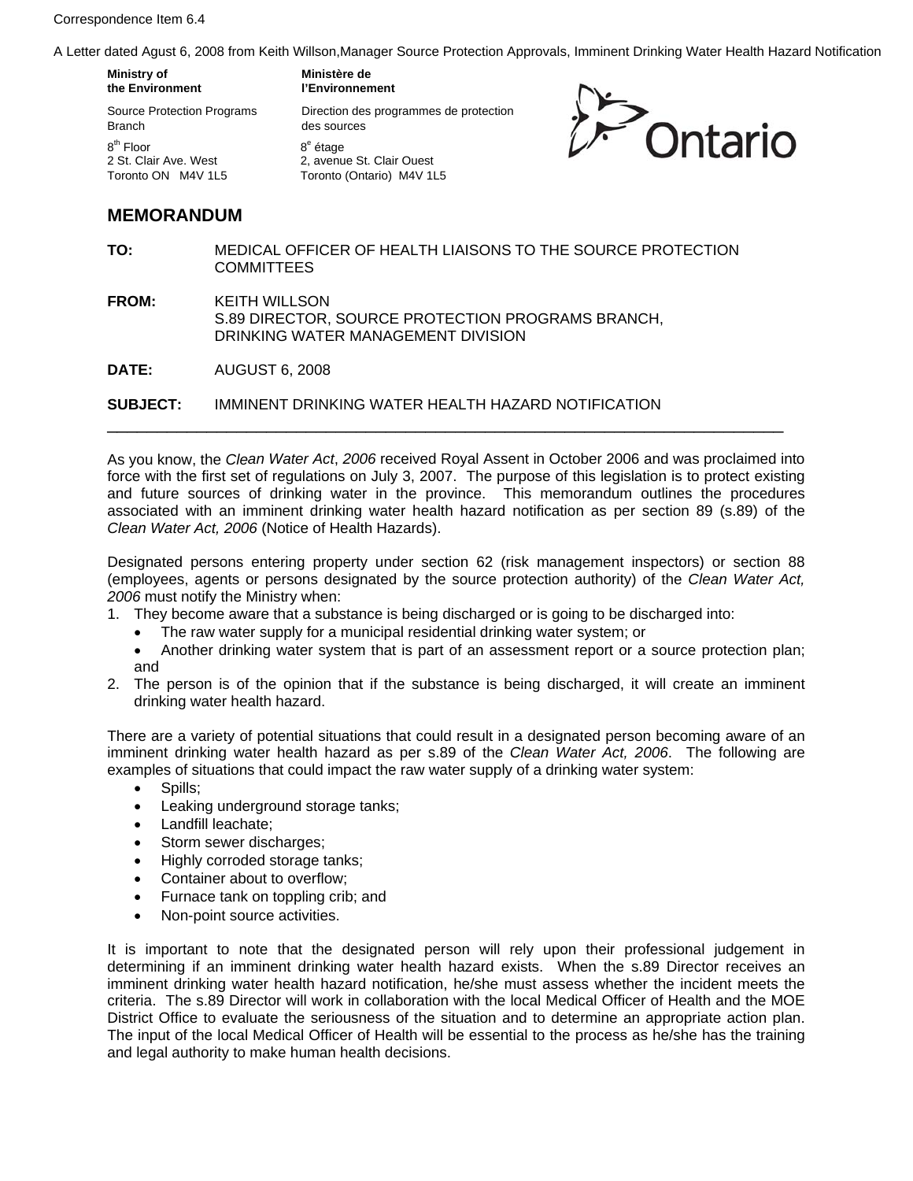Correspondence Item 6.4

A Letter dated Agust 6, 2008 from Keith Willson,Manager Source Protection Approvals, Imminent Drinking Water Health Hazard Notification

**Ministry of the Environment**

Source Protection Programs Branch

8th Floor
2 St. Clair Ave. West
Toronto ON M4V 1L5

**Ministère de l'Environnement**

Direction des programmes de protection des sources

8e étage
2, avenue St. Clair Ouest
Toronto (Ontario) M4V 1L5

Ontario

## MEMORANDUM

**TO:** MEDICAL OFFICER OF HEALTH LIAISONS TO THE SOURCE PROTECTION COMMITTEES

**FROM:** KEITH WILLSON
S.89 DIRECTOR, SOURCE PROTECTION PROGRAMS BRANCH,
DRINKING WATER MANAGEMENT DIVISION

**DATE:** AUGUST 6, 2008

**SUBJECT:** IMMINENT DRINKING WATER HEALTH HAZARD NOTIFICATION

---

As you know, the *Clean Water Act*, *2006* received Royal Assent in October 2006 and was proclaimed into force with the first set of regulations on July 3, 2007. The purpose of this legislation is to protect existing and future sources of drinking water in the province. This memorandum outlines the procedures associated with an imminent drinking water health hazard notification as per section 89 (s.89) of the *Clean Water Act, 2006* (Notice of Health Hazards).

Designated persons entering property under section 62 (risk management inspectors) or section 88 (employees, agents or persons designated by the source protection authority) of the *Clean Water Act, 2006* must notify the Ministry when:

1. They become aware that a substance is being discharged or is going to be discharged into:
   - The raw water supply for a municipal residential drinking water system; or
   - Another drinking water system that is part of an assessment report or a source protection plan; and
2. The person is of the opinion that if the substance is being discharged, it will create an imminent drinking water health hazard.

There are a variety of potential situations that could result in a designated person becoming aware of an imminent drinking water health hazard as per s.89 of the *Clean Water Act, 2006*. The following are examples of situations that could impact the raw water supply of a drinking water system:

- Spills;
- Leaking underground storage tanks;
- Landfill leachate;
- Storm sewer discharges;
- Highly corroded storage tanks;
- Container about to overflow;
- Furnace tank on toppling crib; and
- Non-point source activities.

It is important to note that the designated person will rely upon their professional judgement in determining if an imminent drinking water health hazard exists. When the s.89 Director receives an imminent drinking water health hazard notification, he/she must assess whether the incident meets the criteria. The s.89 Director will work in collaboration with the local Medical Officer of Health and the MOE District Office to evaluate the seriousness of the situation and to determine an appropriate action plan. The input of the local Medical Officer of Health will be essential to the process as he/she has the training and legal authority to make human health decisions.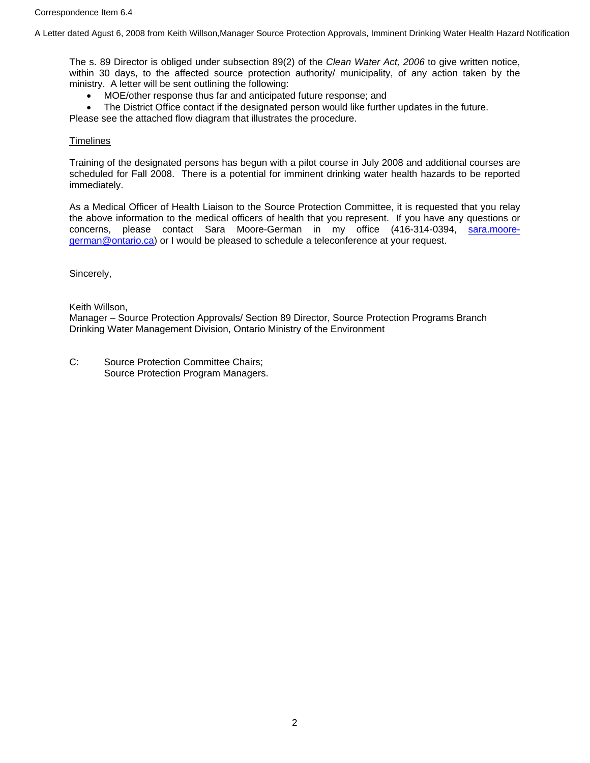The s. 89 Director is obliged under subsection 89(2) of the *Clean Water Act, 2006* to give written notice, within 30 days, to the affected source protection authority/ municipality, of any action taken by the ministry. A letter will be sent outlining the following:

- MOE/other response thus far and anticipated future response; and
- The District Office contact if the designated person would like further updates in the future.

Please see the attached flow diagram that illustrates the procedure.

<u>Timelines</u>

Training of the designated persons has begun with a pilot course in July 2008 and additional courses are scheduled for Fall 2008. There is a potential for imminent drinking water health hazards to be reported immediately.

As a Medical Officer of Health Liaison to the Source Protection Committee, it is requested that you relay the above information to the medical officers of health that you represent. If you have any questions or concerns, please contact Sara Moore-German in my office (416-314-0394, sara.moore-german@ontario.ca) or I would be pleased to schedule a teleconference at your request.

Sincerely,

Keith Willson,
Manager – Source Protection Approvals/ Section 89 Director, Source Protection Programs Branch
Drinking Water Management Division, Ontario Ministry of the Environment

C: Source Protection Committee Chairs;
Source Protection Program Managers.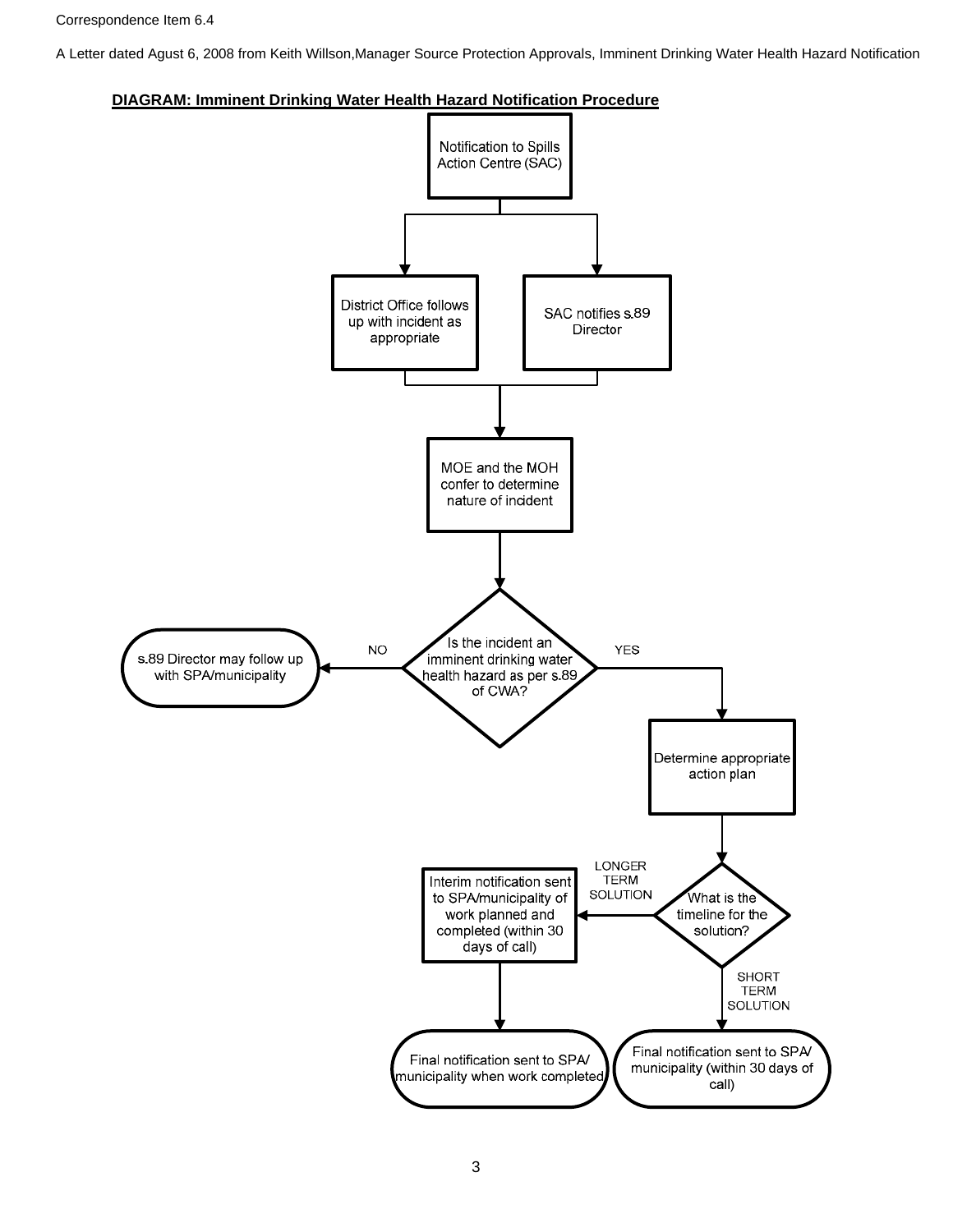Correspondence Item 6.4

A Letter dated Agust 6, 2008 from Keith Willson,Manager Source Protection Approvals, Imminent Drinking Water Health Hazard Notification

**DIAGRAM: Imminent Drinking Water Health Hazard Notification Procedure**

Notification to Spills Action Centre (SAC)

District Office follows up with incident as appropriate

SAC notifies s.89 Director

MOE and the MOH confer to determine nature of incident

Is the incident an imminent drinking water health hazard as per s.89 of CWA?

NO

s.89 Director may follow up with SPA/municipality

YES

Determine appropriate action plan

What is the timeline for the solution?

LONGER TERM SOLUTION

Interim notification sent to SPA/municipality of work planned and completed (within 30 days of call)

Final notification sent to SPA/ municipality when work completed

SHORT TERM SOLUTION

Final notification sent to SPA/ municipality (within 30 days of call)